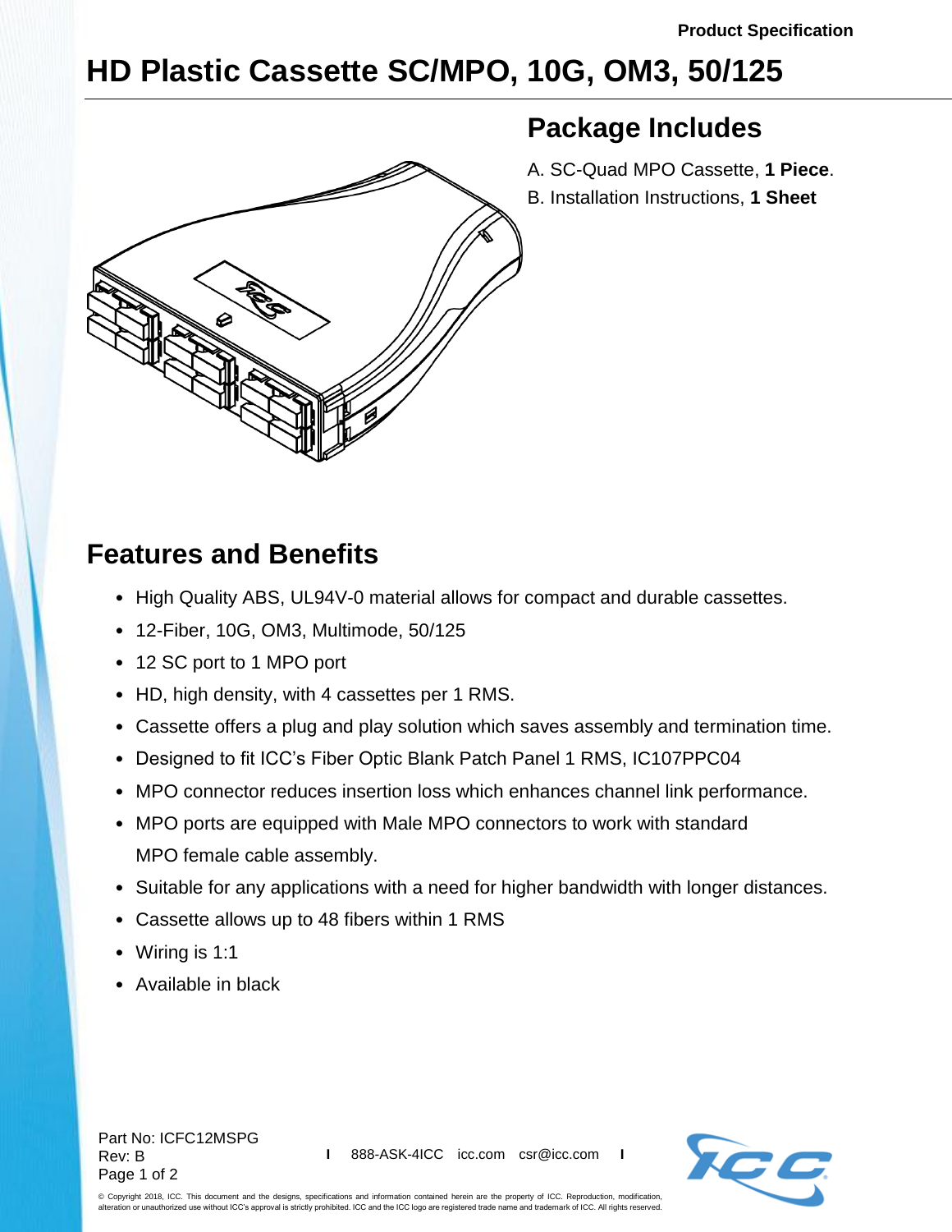Product Specification

# HD Plastic Cassette SC/MPO, 10G, OM3, 50/125

## Package Includes

A. SC-Quad MPO Cassette, **1 Piece**.

B. Installation Instructions, **1 Sheet**

## Features and Benefits

- High Quality ABS, UL94V-0 material allows for compact and durable cassettes.
- 12-Fiber, 10G, OM3, Multimode, 50/125
- 12 SC port to 1 MPO port
- HD, high density, with 4 cassettes per 1 RMS.
- Cassette offers a plug and play solution which saves assembly and termination time.
- Designed to fit ICC's Fiber Optic Blank Patch Panel 1 RMS, IC107PPC04
- MPO connector reduces insertion loss which enhances channel link performance.
- MPO ports are equipped with Male MPO connectors to work with standard MPO female cable assembly.
- Suitable for any applications with a need for higher bandwidth with longer distances.
- Cassette allows up to 48 fibers within 1 RMS
- Wiring is 1:1
- Available in black

Part No: ICFC12MSPG
Rev: B

888-ASK-4ICC icc.com csr@icc.com

© Copyright 2018, ICC. This document and the designs, specifications and information contained herein are the property of ICC. Reproduction, modification, alteration or unauthorized use without ICC's approval is strictly prohibited. ICC and the ICC logo are registered trade name and trademark of ICC. All rights reserved.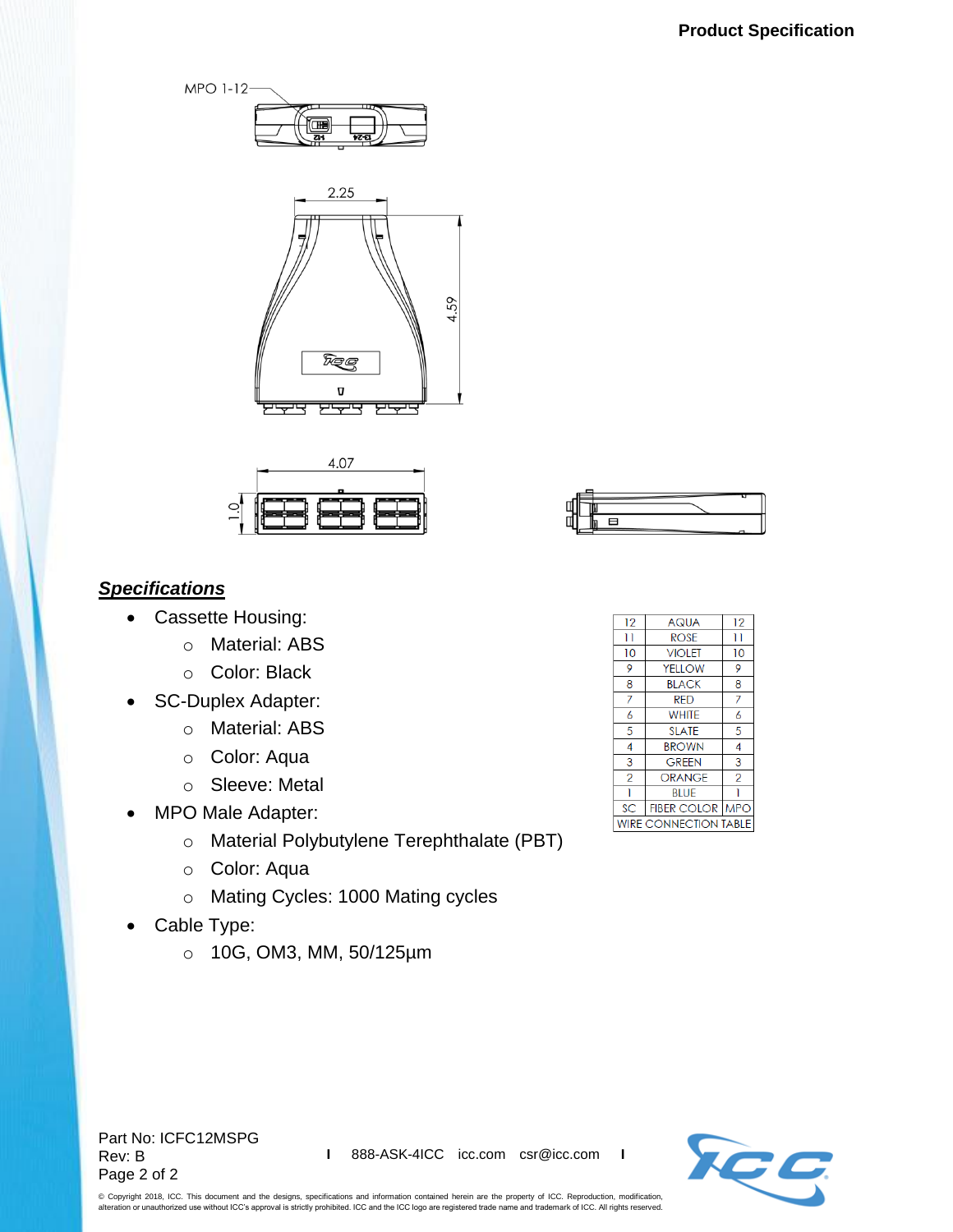MPO 1-12

2.25

4.59

4.07

1.0

## Specifications

- Cassette Housing:
  - Material: ABS
  - Color: Black
- SC-Duplex Adapter:
  - Material: ABS
  - Color: Aqua
  - Sleeve: Metal
- MPO Male Adapter:
  - Material Polybutylene Terephthalate (PBT)
  - Color: Aqua
  - Mating Cycles: 1000 Mating cycles
- Cable Type:
  - 10G, OM3, MM, 50/125µm

| SC | FIBER COLOR | MPO |
|---|---|---|
| 12 | AQUA | 12 |
| 11 | ROSE | 11 |
| 10 | VIOLET | 10 |
| 9 | YELLOW | 9 |
| 8 | BLACK | 8 |
| 7 | RED | 7 |
| 6 | WHITE | 6 |
| 5 | SLATE | 5 |
| 4 | BROWN | 4 |
| 3 | GREEN | 3 |
| 2 | ORANGE | 2 |
| 1 | BLUE | 1 |

WIRE CONNECTION TABLE

Part No: ICFC12MSPG
Rev: B

888-ASK-4ICC icc.com csr@icc.com

© Copyright 2018, ICC. This document and the designs, specifications and information contained herein are the property of ICC. Reproduction, modification, alteration or unauthorized use without ICC's approval is strictly prohibited. ICC and the ICC logo are registered trade name and trademark of ICC. All rights reserved.